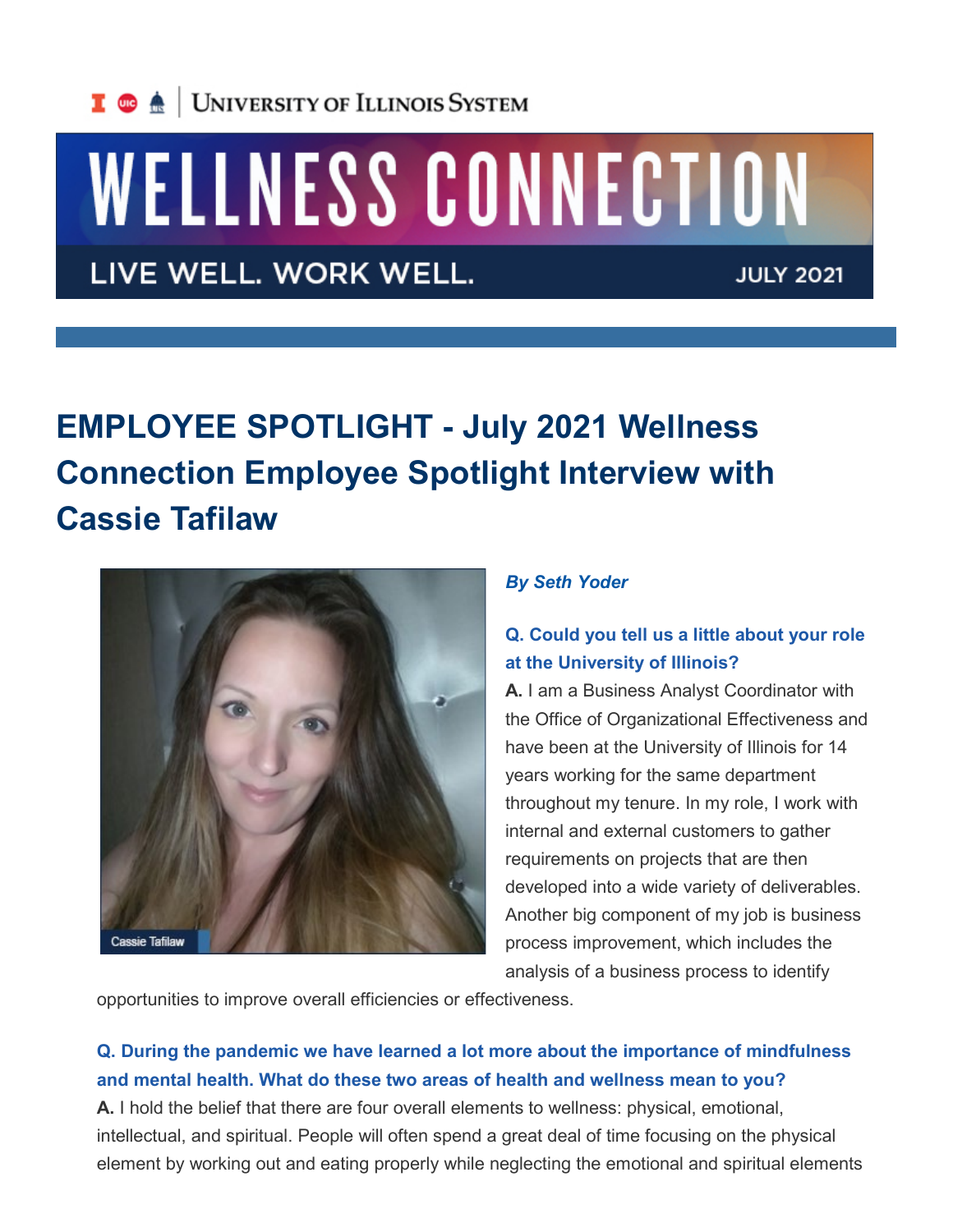University of Illinois System

# WELLNESS CONNECTION

LIVE WELL. WORK WELL. JULY 2021

## EMPLOYEE SPOTLIGHT - July 2021 Wellness Connection Employee Spotlight Interview with Cassie Tafilaw

Cassie Tafilaw

***By Seth Yoder***

**Q. Could you tell us a little about your role at the University of Illinois?**

**A.** I am a Business Analyst Coordinator with the Office of Organizational Effectiveness and have been at the University of Illinois for 14 years working for the same department throughout my tenure. In my role, I work with internal and external customers to gather requirements on projects that are then developed into a wide variety of deliverables. Another big component of my job is business process improvement, which includes the analysis of a business process to identify opportunities to improve overall efficiencies or effectiveness.

**Q. During the pandemic we have learned a lot more about the importance of mindfulness and mental health. What do these two areas of health and wellness mean to you?**

**A.** I hold the belief that there are four overall elements to wellness: physical, emotional, intellectual, and spiritual. People will often spend a great deal of time focusing on the physical element by working out and eating properly while neglecting the emotional and spiritual elements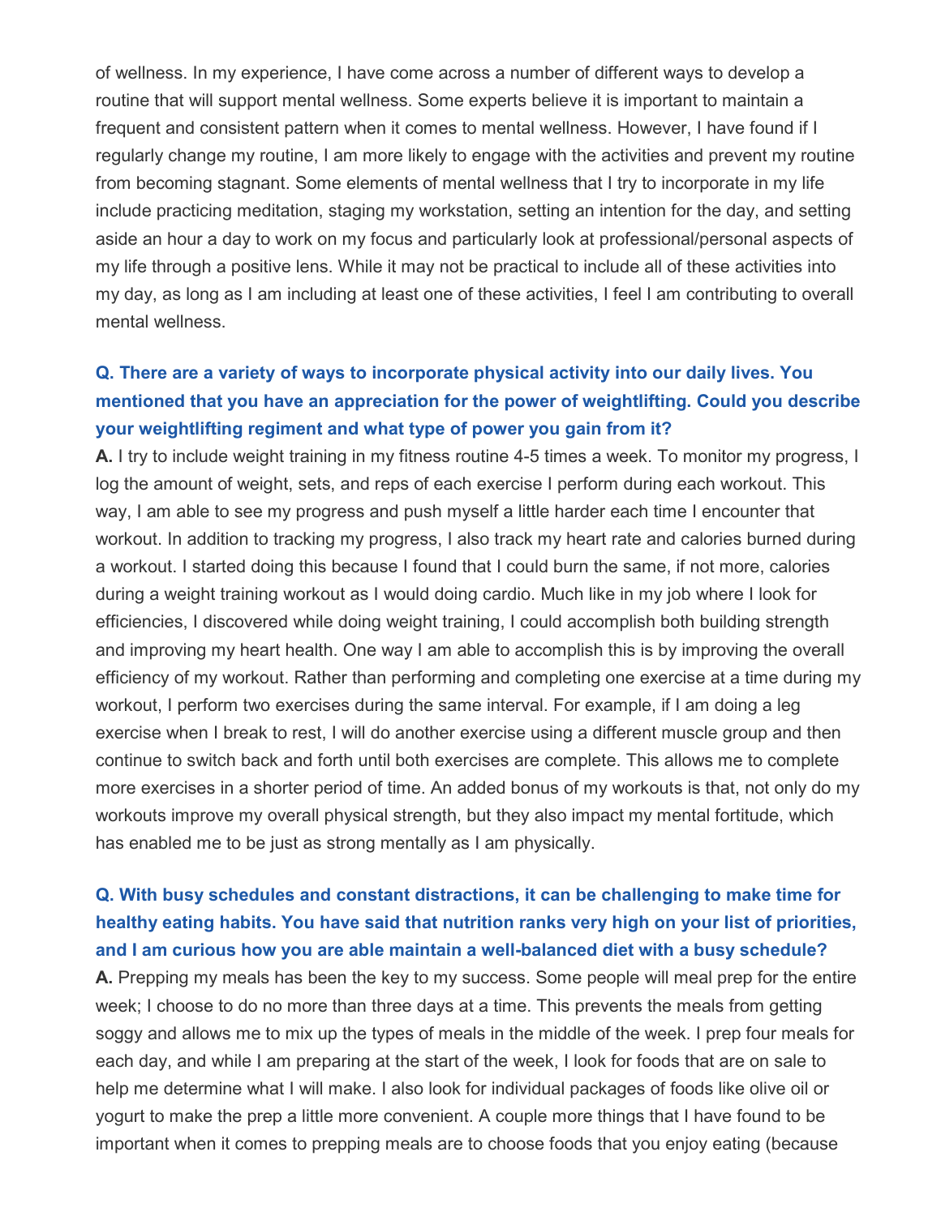of wellness. In my experience, I have come across a number of different ways to develop a routine that will support mental wellness. Some experts believe it is important to maintain a frequent and consistent pattern when it comes to mental wellness. However, I have found if I regularly change my routine, I am more likely to engage with the activities and prevent my routine from becoming stagnant. Some elements of mental wellness that I try to incorporate in my life include practicing meditation, staging my workstation, setting an intention for the day, and setting aside an hour a day to work on my focus and particularly look at professional/personal aspects of my life through a positive lens. While it may not be practical to include all of these activities into my day, as long as I am including at least one of these activities, I feel I am contributing to overall mental wellness.

**Q. There are a variety of ways to incorporate physical activity into our daily lives. You mentioned that you have an appreciation for the power of weightlifting. Could you describe your weightlifting regiment and what type of power you gain from it?**

**A.** I try to include weight training in my fitness routine 4-5 times a week. To monitor my progress, I log the amount of weight, sets, and reps of each exercise I perform during each workout. This way, I am able to see my progress and push myself a little harder each time I encounter that workout. In addition to tracking my progress, I also track my heart rate and calories burned during a workout. I started doing this because I found that I could burn the same, if not more, calories during a weight training workout as I would doing cardio. Much like in my job where I look for efficiencies, I discovered while doing weight training, I could accomplish both building strength and improving my heart health. One way I am able to accomplish this is by improving the overall efficiency of my workout. Rather than performing and completing one exercise at a time during my workout, I perform two exercises during the same interval. For example, if I am doing a leg exercise when I break to rest, I will do another exercise using a different muscle group and then continue to switch back and forth until both exercises are complete. This allows me to complete more exercises in a shorter period of time. An added bonus of my workouts is that, not only do my workouts improve my overall physical strength, but they also impact my mental fortitude, which has enabled me to be just as strong mentally as I am physically.

**Q. With busy schedules and constant distractions, it can be challenging to make time for healthy eating habits. You have said that nutrition ranks very high on your list of priorities, and I am curious how you are able maintain a well-balanced diet with a busy schedule?**

**A.** Prepping my meals has been the key to my success. Some people will meal prep for the entire week; I choose to do no more than three days at a time. This prevents the meals from getting soggy and allows me to mix up the types of meals in the middle of the week. I prep four meals for each day, and while I am preparing at the start of the week, I look for foods that are on sale to help me determine what I will make. I also look for individual packages of foods like olive oil or yogurt to make the prep a little more convenient. A couple more things that I have found to be important when it comes to prepping meals are to choose foods that you enjoy eating (because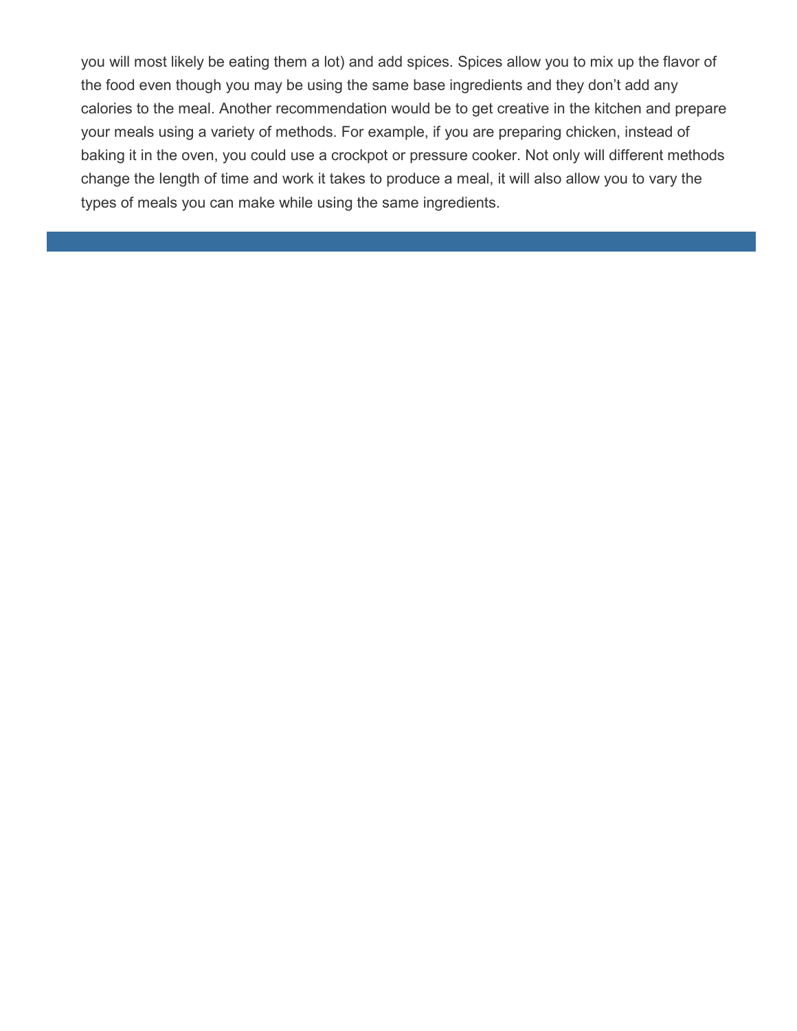you will most likely be eating them a lot) and add spices. Spices allow you to mix up the flavor of the food even though you may be using the same base ingredients and they don't add any calories to the meal. Another recommendation would be to get creative in the kitchen and prepare your meals using a variety of methods. For example, if you are preparing chicken, instead of baking it in the oven, you could use a crockpot or pressure cooker. Not only will different methods change the length of time and work it takes to produce a meal, it will also allow you to vary the types of meals you can make while using the same ingredients.